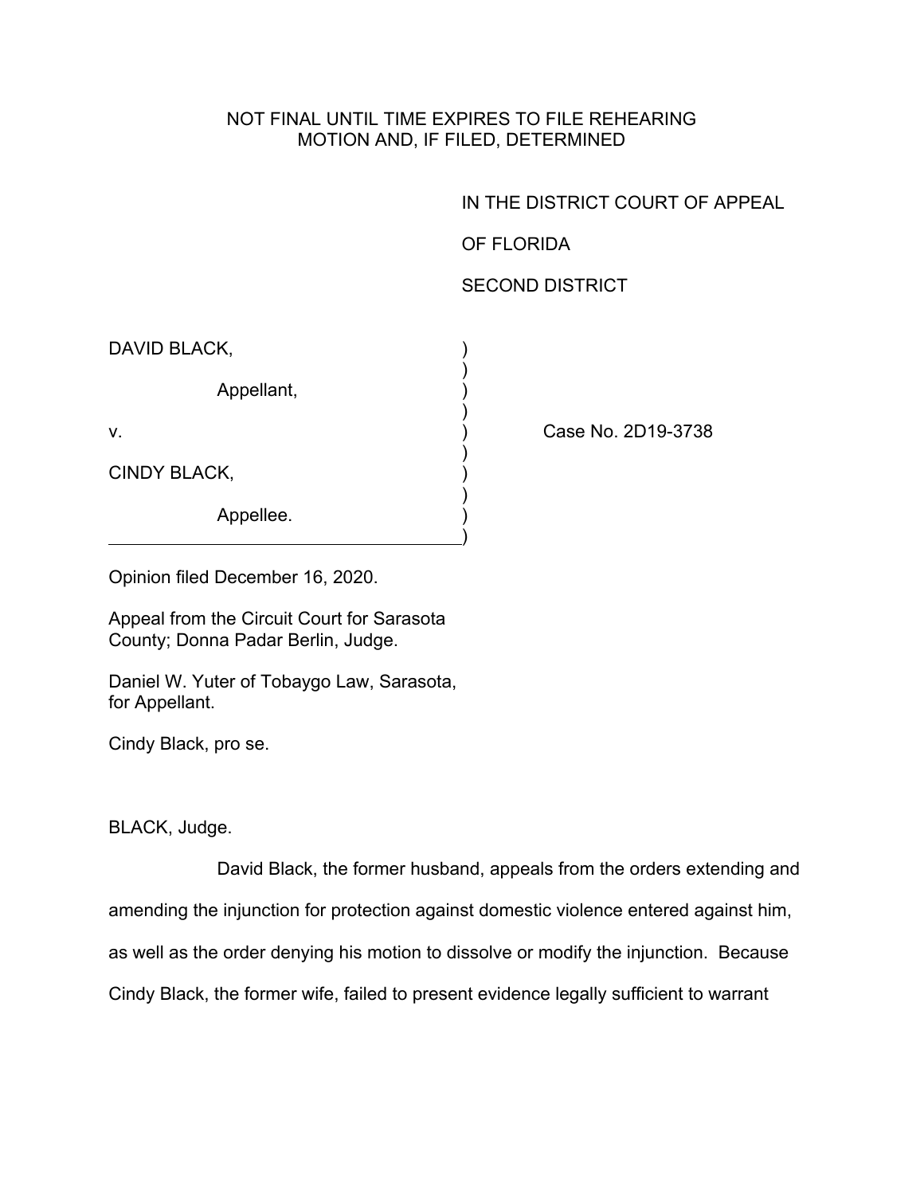NOT FINAL UNTIL TIME EXPIRES TO FILE REHEARING
MOTION AND, IF FILED, DETERMINED

IN THE DISTRICT COURT OF APPEAL

OF FLORIDA

SECOND DISTRICT

DAVID BLACK,

Appellant,

v.

CINDY BLACK,

Appellee.

Case No. 2D19-3738

Opinion filed December 16, 2020.

Appeal from the Circuit Court for Sarasota County; Donna Padar Berlin, Judge.

Daniel W. Yuter of Tobaygo Law, Sarasota, for Appellant.

Cindy Black, pro se.

BLACK, Judge.

David Black, the former husband, appeals from the orders extending and amending the injunction for protection against domestic violence entered against him, as well as the order denying his motion to dissolve or modify the injunction. Because Cindy Black, the former wife, failed to present evidence legally sufficient to warrant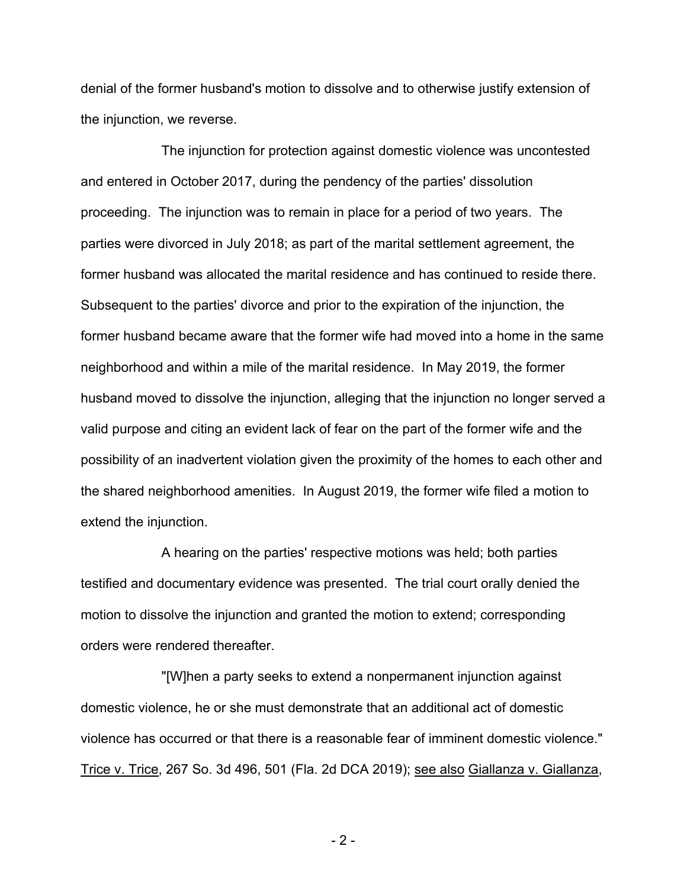denial of the former husband's motion to dissolve and to otherwise justify extension of the injunction, we reverse.

The injunction for protection against domestic violence was uncontested and entered in October 2017, during the pendency of the parties' dissolution proceeding. The injunction was to remain in place for a period of two years. The parties were divorced in July 2018; as part of the marital settlement agreement, the former husband was allocated the marital residence and has continued to reside there. Subsequent to the parties' divorce and prior to the expiration of the injunction, the former husband became aware that the former wife had moved into a home in the same neighborhood and within a mile of the marital residence. In May 2019, the former husband moved to dissolve the injunction, alleging that the injunction no longer served a valid purpose and citing an evident lack of fear on the part of the former wife and the possibility of an inadvertent violation given the proximity of the homes to each other and the shared neighborhood amenities. In August 2019, the former wife filed a motion to extend the injunction.

A hearing on the parties' respective motions was held; both parties testified and documentary evidence was presented. The trial court orally denied the motion to dissolve the injunction and granted the motion to extend; corresponding orders were rendered thereafter.

"[W]hen a party seeks to extend a nonpermanent injunction against domestic violence, he or she must demonstrate that an additional act of domestic violence has occurred or that there is a reasonable fear of imminent domestic violence." Trice v. Trice, 267 So. 3d 496, 501 (Fla. 2d DCA 2019); see also Giallanza v. Giallanza,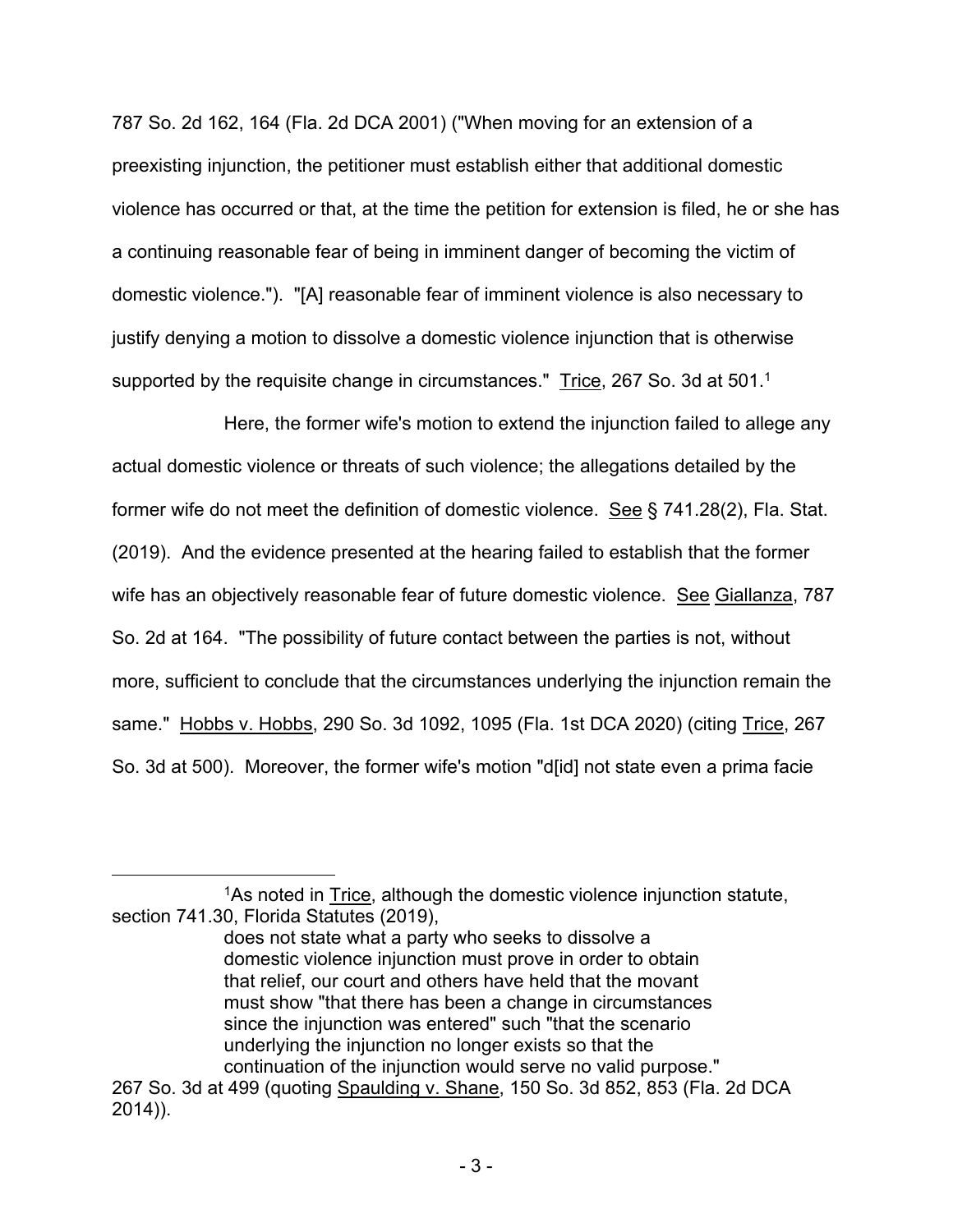787 So. 2d 162, 164 (Fla. 2d DCA 2001) ("When moving for an extension of a preexisting injunction, the petitioner must establish either that additional domestic violence has occurred or that, at the time the petition for extension is filed, he or she has a continuing reasonable fear of being in imminent danger of becoming the victim of domestic violence."). "[A] reasonable fear of imminent violence is also necessary to justify denying a motion to dissolve a domestic violence injunction that is otherwise supported by the requisite change in circumstances." Trice, 267 So. 3d at 501.[1]

Here, the former wife's motion to extend the injunction failed to allege any actual domestic violence or threats of such violence; the allegations detailed by the former wife do not meet the definition of domestic violence. See § 741.28(2), Fla. Stat. (2019). And the evidence presented at the hearing failed to establish that the former wife has an objectively reasonable fear of future domestic violence. See Giallanza, 787 So. 2d at 164. "The possibility of future contact between the parties is not, without more, sufficient to conclude that the circumstances underlying the injunction remain the same." Hobbs v. Hobbs, 290 So. 3d 1092, 1095 (Fla. 1st DCA 2020) (citing Trice, 267 So. 3d at 500). Moreover, the former wife's motion "d[id] not state even a prima facie

---

[1]As noted in Trice, although the domestic violence injunction statute, section 741.30, Florida Statutes (2019),

> does not state what a party who seeks to dissolve a domestic violence injunction must prove in order to obtain that relief, our court and others have held that the movant must show "that there has been a change in circumstances since the injunction was entered" such "that the scenario underlying the injunction no longer exists so that the continuation of the injunction would serve no valid purpose."

267 So. 3d at 499 (quoting Spaulding v. Shane, 150 So. 3d 852, 853 (Fla. 2d DCA 2014)).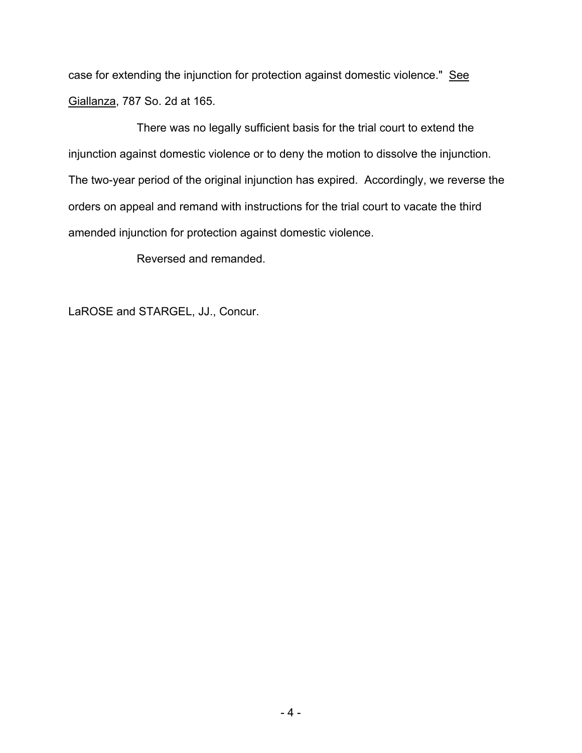case for extending the injunction for protection against domestic violence." See Giallanza, 787 So. 2d at 165.

There was no legally sufficient basis for the trial court to extend the injunction against domestic violence or to deny the motion to dissolve the injunction. The two-year period of the original injunction has expired. Accordingly, we reverse the orders on appeal and remand with instructions for the trial court to vacate the third amended injunction for protection against domestic violence.

Reversed and remanded.

LaROSE and STARGEL, JJ., Concur.